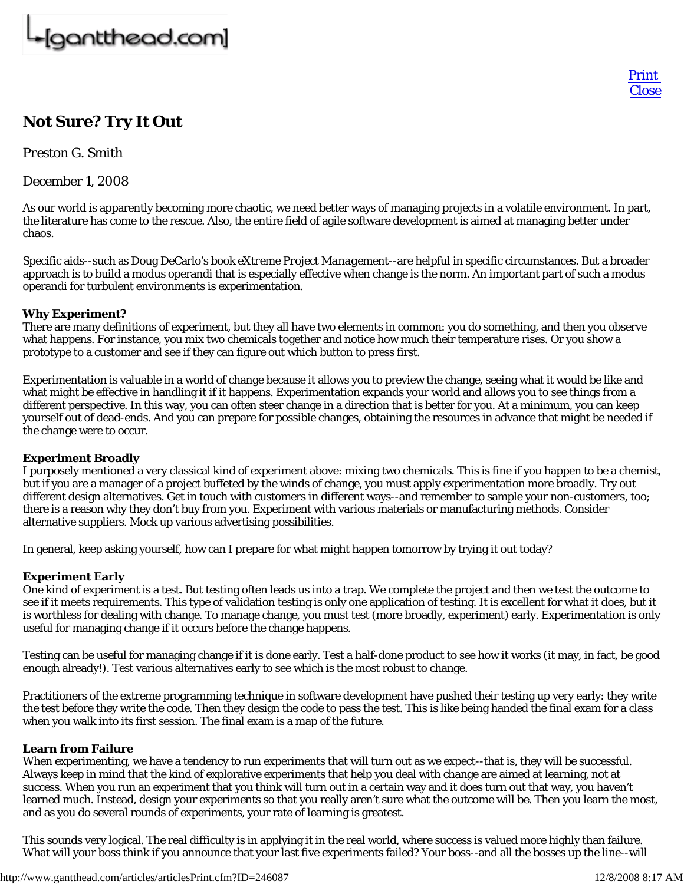# Not Sure? Try It Out

*Preston G. Smith*

December 1, 2008

As our world is apparently becoming more chaotic, we need better ways of managing projects in a volatile environment. In part, the literature has come to the rescue. Also, the entire field of agile software development is aimed at managing better under chaos.

Specific aids--such as Doug DeCarlo's book *eXtreme Project Management*--are helpful in specific circumstances. But a broader approach is to build a modus operandi that is especially effective when change is the norm. An important part of such a modus operandi for turbulent environments is experimentation.

**Why Experiment?**
There are many definitions of experiment, but they all have two elements in common: you do something, and then you observe what happens. For instance, you mix two chemicals together and notice how much their temperature rises. Or you show a prototype to a customer and see if they can figure out which button to press first.

Experimentation is valuable in a world of change because it allows you to preview the change, seeing what it would be like and what might be effective in handling it if it happens. Experimentation expands your world and allows you to see things from a different perspective. In this way, you can often steer change in a direction that is better for you. At a minimum, you can keep yourself out of dead-ends. And you can prepare for possible changes, obtaining the resources in advance that might be needed if the change were to occur.

**Experiment Broadly**
I purposely mentioned a very classical kind of experiment above: mixing two chemicals. This is fine if you happen to be a chemist, but if you are a manager of a project buffeted by the winds of change, you must apply experimentation more broadly. Try out different design alternatives. Get in touch with customers in different ways--and remember to sample your non-customers, too; there is a reason why they don't buy from you. Experiment with various materials or manufacturing methods. Consider alternative suppliers. Mock up various advertising possibilities.

In general, keep asking yourself, how can I prepare for what might happen tomorrow by trying it out today?

**Experiment Early**
One kind of experiment is a test. But testing often leads us into a trap. We complete the project and then we test the outcome to see if it meets requirements. This type of validation testing is only one application of testing. It is excellent for what it does, but it is worthless for dealing with change. To manage change, you must test (more broadly, experiment) early. Experimentation is only useful for managing change if it occurs before the change happens.

Testing can be useful for managing change if it is done early. Test a half-done product to see how it works (it may, in fact, be good enough already!). Test various alternatives early to see which is the most robust to change.

Practitioners of the extreme programming technique in software development have pushed their testing up very early: they write the test before they write the code. Then they design the code to pass the test. This is like being handed the final exam for a class when you walk into its first session. The final exam is a map of the future.

**Learn from Failure**
When experimenting, we have a tendency to run experiments that will turn out as we expect--that is, they will be successful. Always keep in mind that the kind of explorative experiments that help you deal with change are aimed at learning, not at success. When you run an experiment that you think will turn out in a certain way and it does turn out that way, you haven't learned much. Instead, design your experiments so that you really aren't sure what the outcome will be. Then you learn the most, and as you do several rounds of experiments, your rate of learning is greatest.

This sounds very logical. The real difficulty is in applying it in the real world, where success is valued more highly than failure. What will your boss think if you announce that your last five experiments failed? Your boss--and all the bosses up the line--will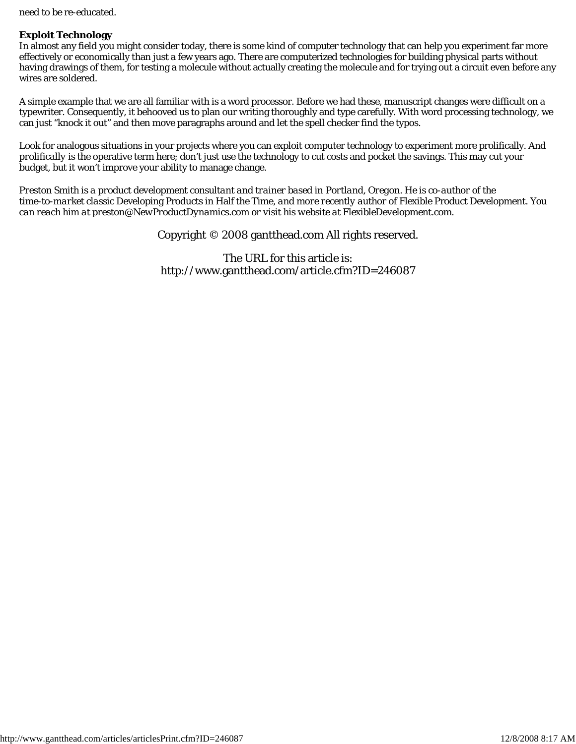need to be re-educated.

**Exploit Technology**

In almost any field you might consider today, there is some kind of computer technology that can help you experiment far more effectively or economically than just a few years ago. There are computerized technologies for building physical parts without having drawings of them, for testing a molecule without actually creating the molecule and for trying out a circuit even before any wires are soldered.

A simple example that we are all familiar with is a word processor. Before we had these, manuscript changes were difficult on a typewriter. Consequently, it behooved us to plan our writing thoroughly and type carefully. With word processing technology, we can just "knock it out" and then move paragraphs around and let the spell checker find the typos.

Look for analogous situations in your projects where you can exploit computer technology to experiment more prolifically. And *prolifically* is the operative term here; don't just use the technology to cut costs and pocket the savings. This may cut your budget, but it won't improve your ability to manage change.

*Preston Smith is a product development consultant and trainer based in Portland, Oregon. He is co-author of the time-to-market classic* Developing Products in Half the Time, *and more recently author of* Flexible Product Development. *You can reach him at* preston@NewProductDynamics.com *or visit his website at* FlexibleDevelopment.com.

Copyright © 2008 gantthead.com All rights reserved.

The URL for this article is:
http://www.gantthead.com/article.cfm?ID=246087